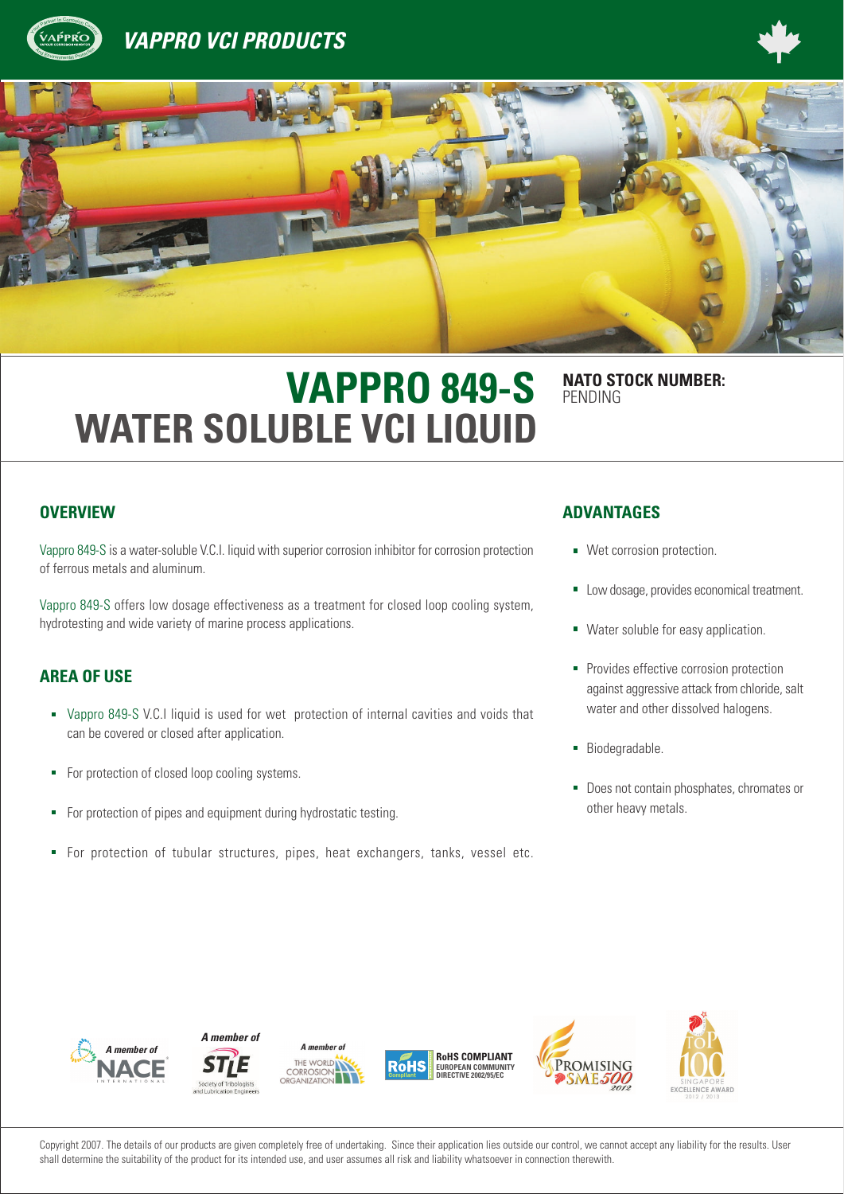# VAPPRO VCI PRODUCTS

# VAPPRO 849-S WATER SOLUBLE VCI LIQUID

**NATO STOCK NUMBER:** PENDING

## OVERVIEW

Vappro 849-S is a water-soluble V.C.I. liquid with superior corrosion inhibitor for corrosion protection of ferrous metals and aluminum.

Vappro 849-S offers low dosage effectiveness as a treatment for closed loop cooling system, hydrotesting and wide variety of marine process applications.

## AREA OF USE

- Vappro 849-S V.C.I liquid is used for wet protection of internal cavities and voids that can be covered or closed after application.
- For protection of closed loop cooling systems.
- For protection of pipes and equipment during hydrostatic testing.
- For protection of tubular structures, pipes, heat exchangers, tanks, vessel etc.

## ADVANTAGES

- Wet corrosion protection.
- Low dosage, provides economical treatment.
- Water soluble for easy application.
- Provides effective corrosion protection against aggressive attack from chloride, salt water and other dissolved halogens.
- Biodegradable.
- Does not contain phosphates, chromates or other heavy metals.

A member of NACE International | A member of STLE Society of Tribologists and Lubrication Engineers | A member of The World Corrosion Organization | RoHS COMPLIANT EUROPEAN COMMUNITY DIRECTIVE 2002/95/EC | Promising SME500 2012 | Singapore Top 100 Excellence Award 2012 / 2013

Copyright 2007. The details of our products are given completely free of undertaking. Since their application lies outside our control, we cannot accept any liability for the results. User shall determine the suitability of the product for its intended use, and user assumes all risk and liability whatsoever in connection therewith.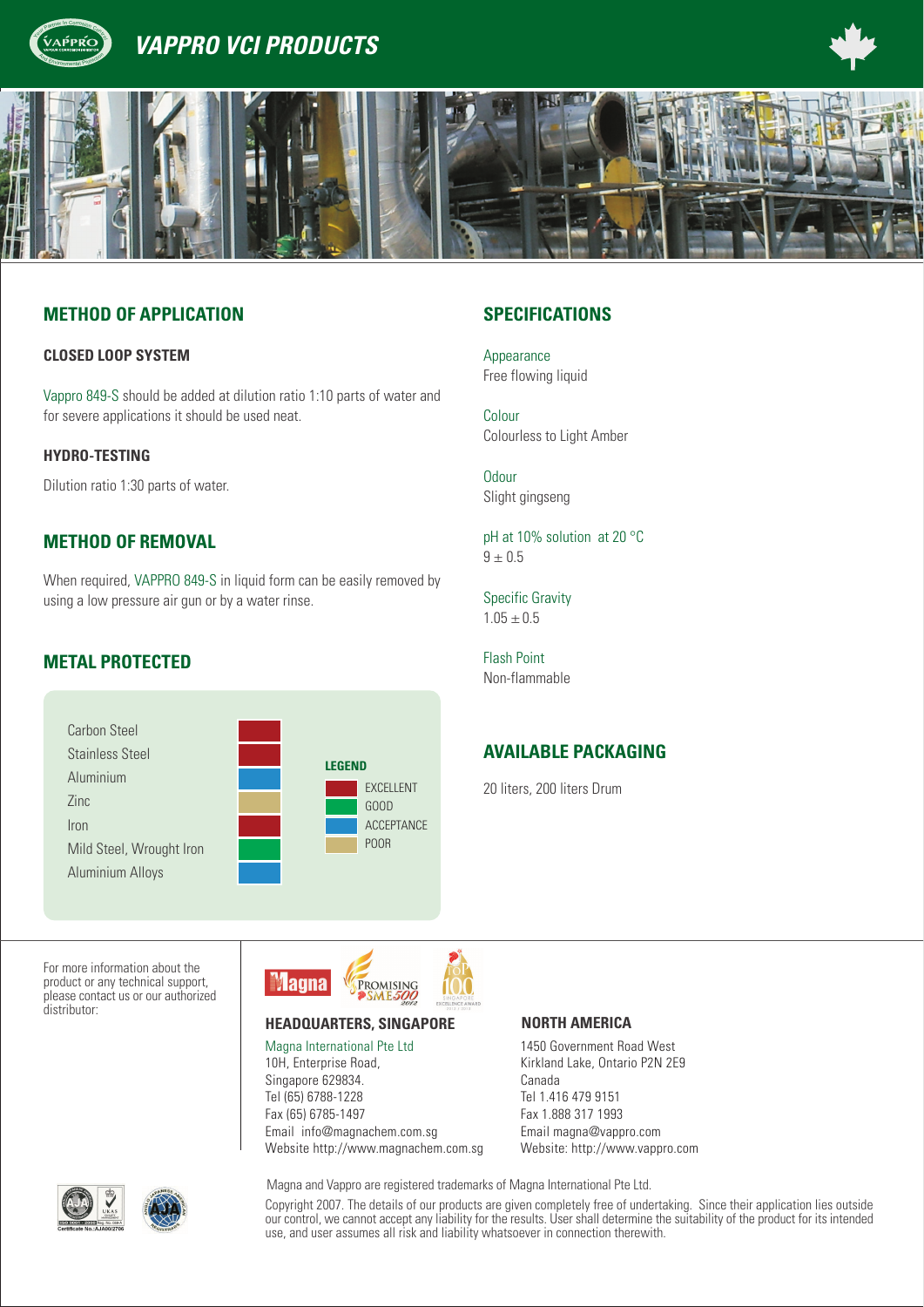# VAPPRO VCI PRODUCTS

## METHOD OF APPLICATION

### CLOSED LOOP SYSTEM

Vappro 849-S should be added at dilution ratio 1:10 parts of water and for severe applications it should be used neat.

### HYDRO-TESTING

Dilution ratio 1:30 parts of water.

## METHOD OF REMOVAL

When required, VAPPRO 849-S in liquid form can be easily removed by using a low pressure air gun or by a water rinse.

## METAL PROTECTED

| Metal | Rating |
|---|---|
| Carbon Steel | EXCELLENT |
| Stainless Steel | EXCELLENT |
| Aluminium | ACCEPTANCE |
| Zinc | POOR |
| Iron | EXCELLENT |
| Mild Steel, Wrought Iron | GOOD |
| Aluminium Alloys | ACCEPTANCE |

**LEGEND**

- EXCELLENT
- GOOD
- ACCEPTANCE
- POOR

## SPECIFICATIONS

Appearance
Free flowing liquid

Colour
Colourless to Light Amber

Odour
Slight gingseng

pH at 10% solution at 20 °C
$9 \pm 0.5$

Specific Gravity
$1.05 \pm 0.5$

Flash Point
Non-flammable

## AVAILABLE PACKAGING

20 liters, 200 liters Drum

For more information about the product or any technical support, please contact us or our authorized distributor:

### HEADQUARTERS, SINGAPORE

Magna International Pte Ltd
10H, Enterprise Road,
Singapore 629834.
Tel (65) 6788-1228
Fax (65) 6785-1497
Email info@magnachem.com.sg
Website http://www.magnachem.com.sg

### NORTH AMERICA

1450 Government Road West
Kirkland Lake, Ontario P2N 2E9
Canada
Tel 1.416 479 9151
Fax 1.888 317 1993
Email magna@vappro.com
Website: http://www.vappro.com

Magna and Vappro are registered trademarks of Magna International Pte Ltd.

Copyright 2007. The details of our products are given completely free of undertaking. Since their application lies outside our control, we cannot accept any liability for the results. User shall determine the suitability of the product for its intended use, and user assumes all risk and liability whatsoever in connection therewith.